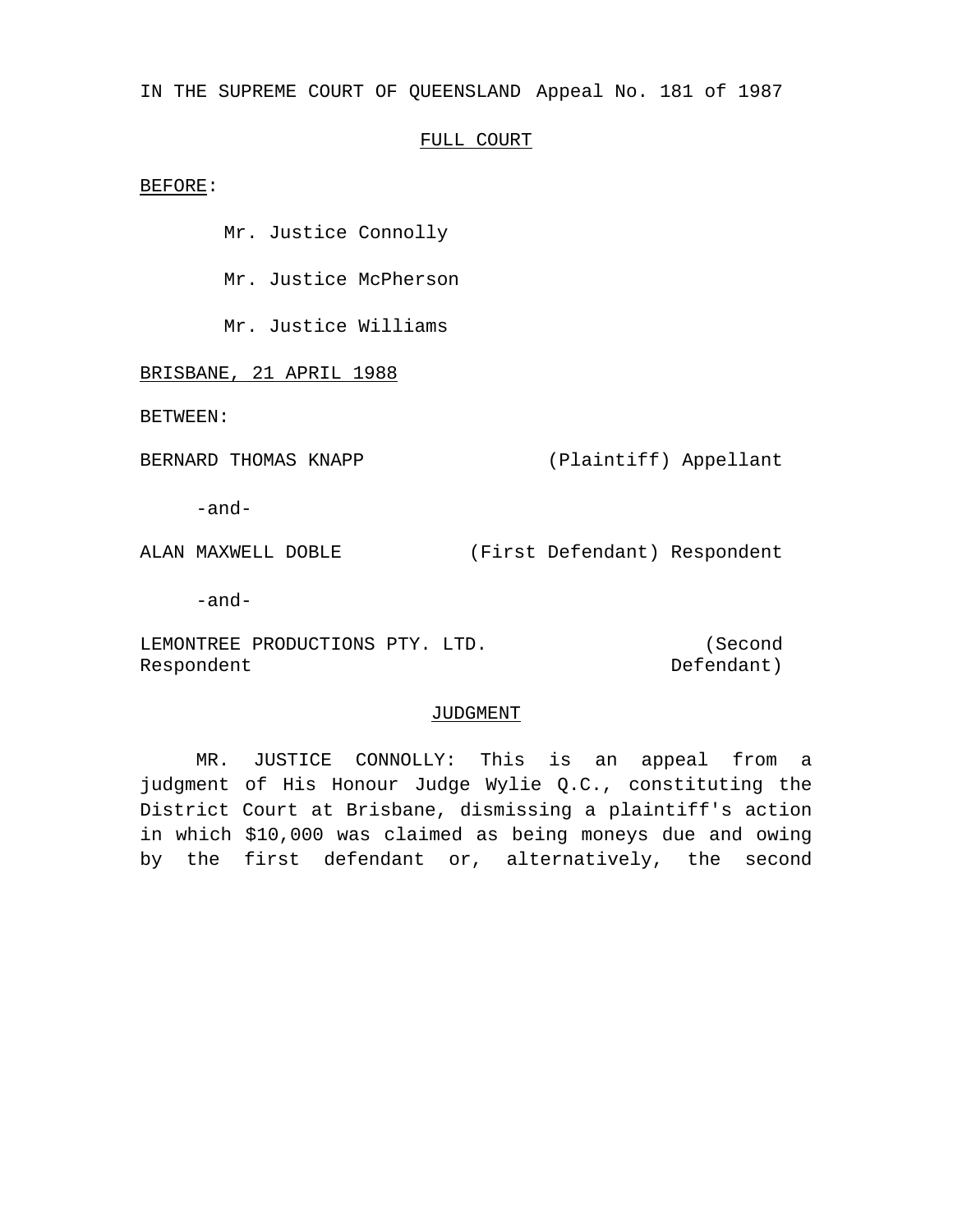IN THE SUPREME COURT OF QUEENSLAND Appeal No. 181 of 1987

FULL COURT

BEFORE:

Mr. Justice Connolly

Mr. Justice McPherson

Mr. Justice Williams

BRISBANE, 21 APRIL 1988

BETWEEN:

BERNARD THOMAS KNAPP (Plaintiff) Appellant

-and-

ALAN MAXWELL DOBLE (First Defendant) Respondent

-and-

LEMONTREE PRODUCTIONS PTY. LTD. (Second Defendant) Respondent

JUDGMENT

MR. JUSTICE CONNOLLY: This is an appeal from a judgment of His Honour Judge Wylie Q.C., constituting the District Court at Brisbane, dismissing a plaintiff's action in which $10,000 was claimed as being moneys due and owing by the first defendant or, alternatively, the second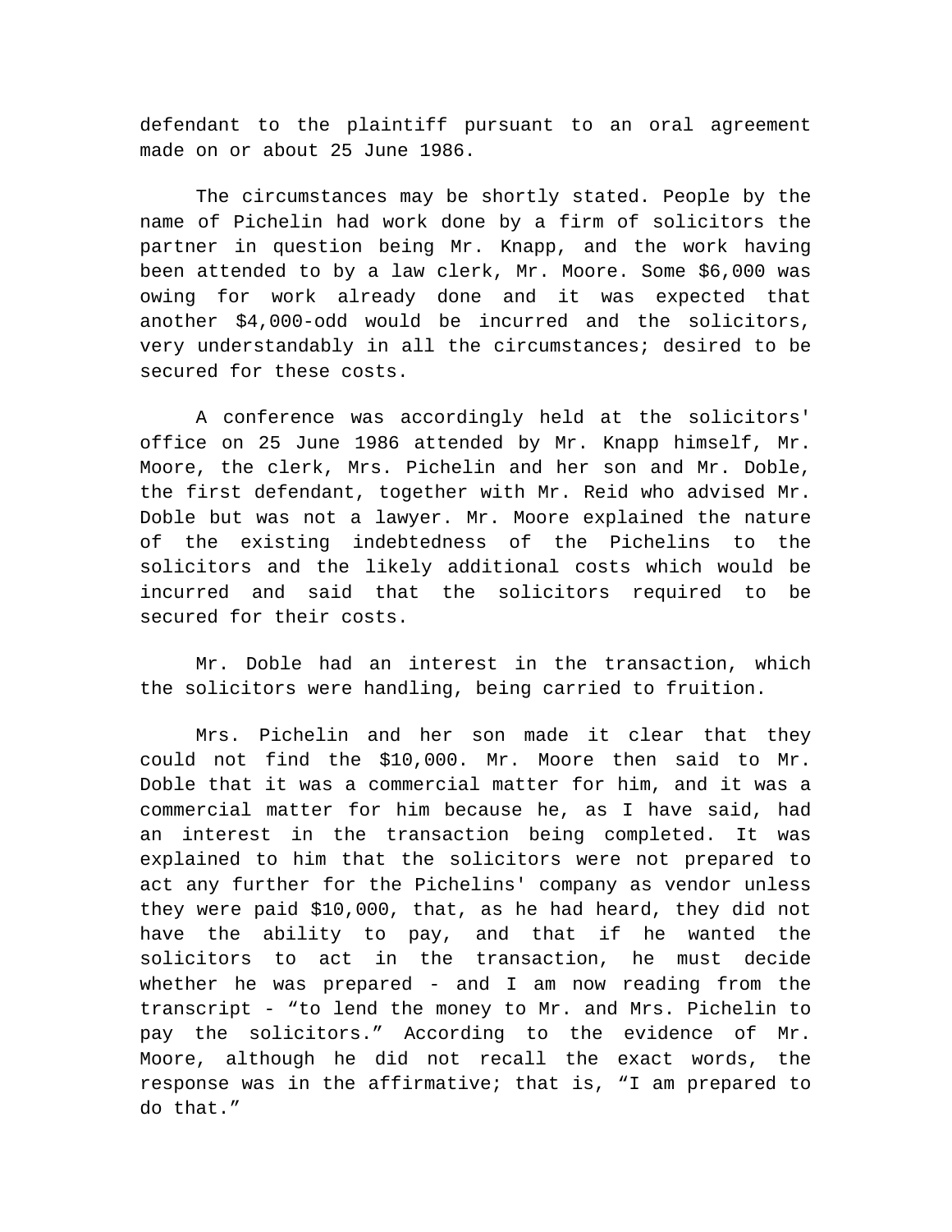defendant to the plaintiff pursuant to an oral agreement made on or about 25 June 1986.

The circumstances may be shortly stated. People by the name of Pichelin had work done by a firm of solicitors the partner in question being Mr. Knapp, and the work having been attended to by a law clerk, Mr. Moore. Some $6,000 was owing for work already done and it was expected that another $4,000-odd would be incurred and the solicitors, very understandably in all the circumstances; desired to be secured for these costs.

A conference was accordingly held at the solicitors' office on 25 June 1986 attended by Mr. Knapp himself, Mr. Moore, the clerk, Mrs. Pichelin and her son and Mr. Doble, the first defendant, together with Mr. Reid who advised Mr. Doble but was not a lawyer. Mr. Moore explained the nature of the existing indebtedness of the Pichelins to the solicitors and the likely additional costs which would be incurred and said that the solicitors required to be secured for their costs.

Mr. Doble had an interest in the transaction, which the solicitors were handling, being carried to fruition.

Mrs. Pichelin and her son made it clear that they could not find the $10,000. Mr. Moore then said to Mr. Doble that it was a commercial matter for him, and it was a commercial matter for him because he, as I have said, had an interest in the transaction being completed. It was explained to him that the solicitors were not prepared to act any further for the Pichelins' company as vendor unless they were paid $10,000, that, as he had heard, they did not have the ability to pay, and that if he wanted the solicitors to act in the transaction, he must decide whether he was prepared - and I am now reading from the transcript - "to lend the money to Mr. and Mrs. Pichelin to pay the solicitors." According to the evidence of Mr. Moore, although he did not recall the exact words, the response was in the affirmative; that is, "I am prepared to do that."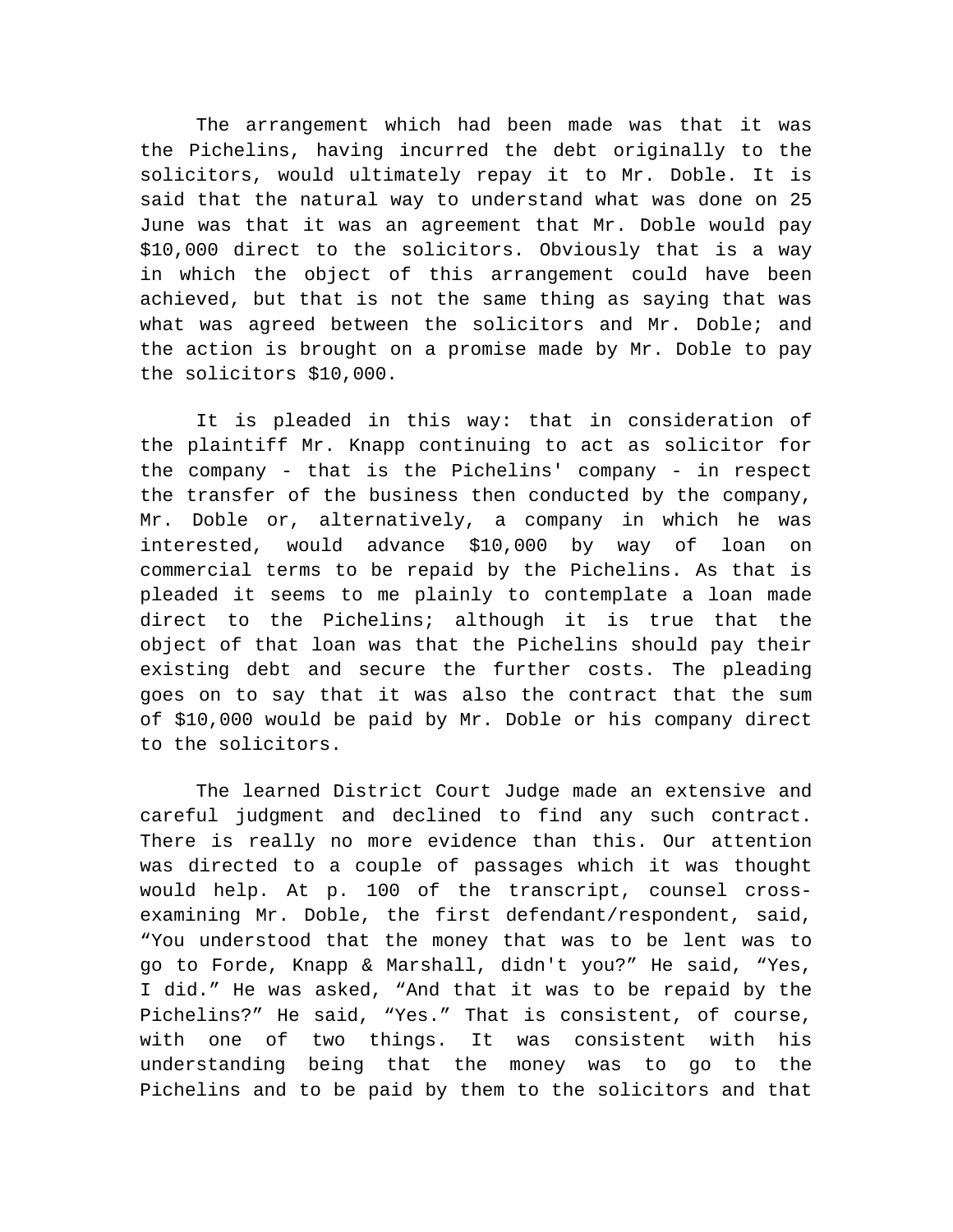The arrangement which had been made was that it was the Pichelins, having incurred the debt originally to the solicitors, would ultimately repay it to Mr. Doble. It is said that the natural way to understand what was done on 25 June was that it was an agreement that Mr. Doble would pay $10,000 direct to the solicitors. Obviously that is a way in which the object of this arrangement could have been achieved, but that is not the same thing as saying that was what was agreed between the solicitors and Mr. Doble; and the action is brought on a promise made by Mr. Doble to pay the solicitors $10,000.

It is pleaded in this way: that in consideration of the plaintiff Mr. Knapp continuing to act as solicitor for the company - that is the Pichelins' company - in respect the transfer of the business then conducted by the company, Mr. Doble or, alternatively, a company in which he was interested, would advance $10,000 by way of loan on commercial terms to be repaid by the Pichelins. As that is pleaded it seems to me plainly to contemplate a loan made direct to the Pichelins; although it is true that the object of that loan was that the Pichelins should pay their existing debt and secure the further costs. The pleading goes on to say that it was also the contract that the sum of $10,000 would be paid by Mr. Doble or his company direct to the solicitors.

The learned District Court Judge made an extensive and careful judgment and declined to find any such contract. There is really no more evidence than this. Our attention was directed to a couple of passages which it was thought would help. At p. 100 of the transcript, counsel cross-examining Mr. Doble, the first defendant/respondent, said, "You understood that the money that was to be lent was to go to Forde, Knapp & Marshall, didn't you?" He said, "Yes, I did." He was asked, "And that it was to be repaid by the Pichelins?" He said, "Yes." That is consistent, of course, with one of two things. It was consistent with his understanding being that the money was to go to the Pichelins and to be paid by them to the solicitors and that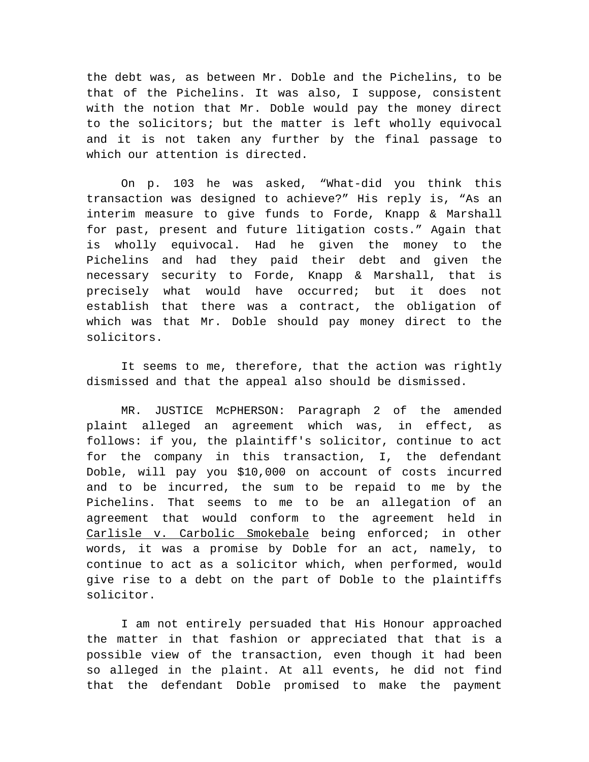the debt was, as between Mr. Doble and the Pichelins, to be that of the Pichelins. It was also, I suppose, consistent with the notion that Mr. Doble would pay the money direct to the solicitors; but the matter is left wholly equivocal and it is not taken any further by the final passage to which our attention is directed.

On p. 103 he was asked, “What-did you think this transaction was designed to achieve?” His reply is, “As an interim measure to give funds to Forde, Knapp & Marshall for past, present and future litigation costs.” Again that is wholly equivocal. Had he given the money to the Pichelins and had they paid their debt and given the necessary security to Forde, Knapp & Marshall, that is precisely what would have occurred; but it does not establish that there was a contract, the obligation of which was that Mr. Doble should pay money direct to the solicitors.

It seems to me, therefore, that the action was rightly dismissed and that the appeal also should be dismissed.

MR. JUSTICE McPHERSON: Paragraph 2 of the amended plaint alleged an agreement which was, in effect, as follows: if you, the plaintiff's solicitor, continue to act for the company in this transaction, I, the defendant Doble, will pay you $10,000 on account of costs incurred and to be incurred, the sum to be repaid to me by the Pichelins. That seems to me to be an allegation of an agreement that would conform to the agreement held in <u>Carlisle v. Carbolic Smokebale</u> being enforced; in other words, it was a promise by Doble for an act, namely, to continue to act as a solicitor which, when performed, would give rise to a debt on the part of Doble to the plaintiffs solicitor.

I am not entirely persuaded that His Honour approached the matter in that fashion or appreciated that that is a possible view of the transaction, even though it had been so alleged in the plaint. At all events, he did not find that the defendant Doble promised to make the payment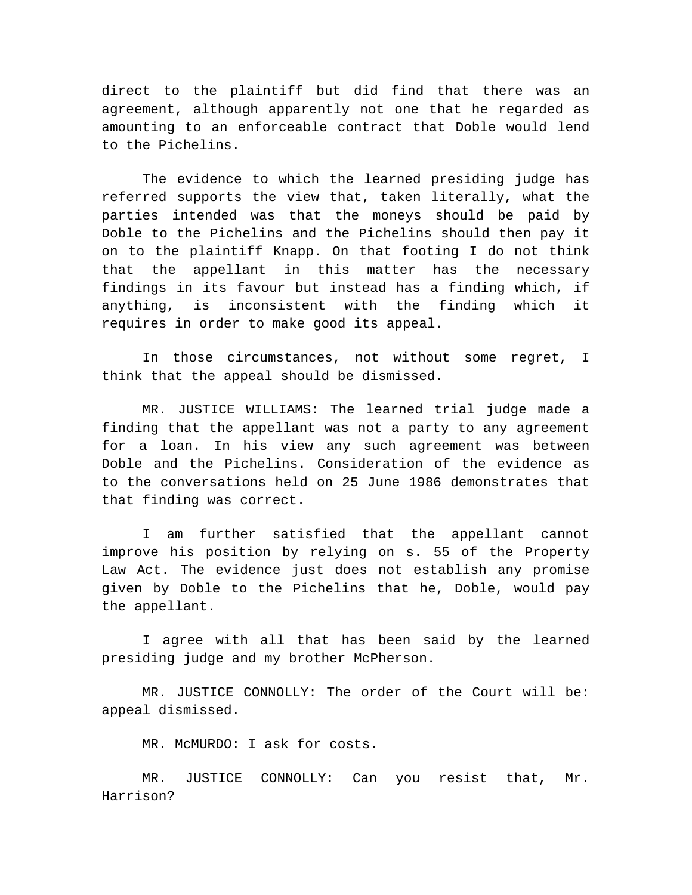direct to the plaintiff but did find that there was an agreement, although apparently not one that he regarded as amounting to an enforceable contract that Doble would lend to the Pichelins.

The evidence to which the learned presiding judge has referred supports the view that, taken literally, what the parties intended was that the moneys should be paid by Doble to the Pichelins and the Pichelins should then pay it on to the plaintiff Knapp. On that footing I do not think that the appellant in this matter has the necessary findings in its favour but instead has a finding which, if anything, is inconsistent with the finding which it requires in order to make good its appeal.

In those circumstances, not without some regret, I think that the appeal should be dismissed.

MR. JUSTICE WILLIAMS: The learned trial judge made a finding that the appellant was not a party to any agreement for a loan. In his view any such agreement was between Doble and the Pichelins. Consideration of the evidence as to the conversations held on 25 June 1986 demonstrates that that finding was correct.

I am further satisfied that the appellant cannot improve his position by relying on s. 55 of the Property Law Act. The evidence just does not establish any promise given by Doble to the Pichelins that he, Doble, would pay the appellant.

I agree with all that has been said by the learned presiding judge and my brother McPherson.

MR. JUSTICE CONNOLLY: The order of the Court will be: appeal dismissed.

MR. McMURDO: I ask for costs.

MR. JUSTICE CONNOLLY: Can you resist that, Mr. Harrison?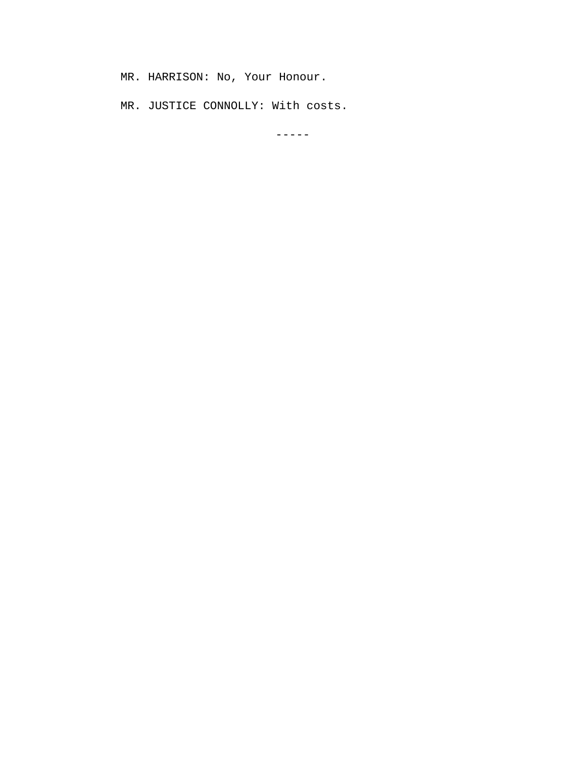MR. HARRISON: No, Your Honour.

MR. JUSTICE CONNOLLY: With costs.

-----